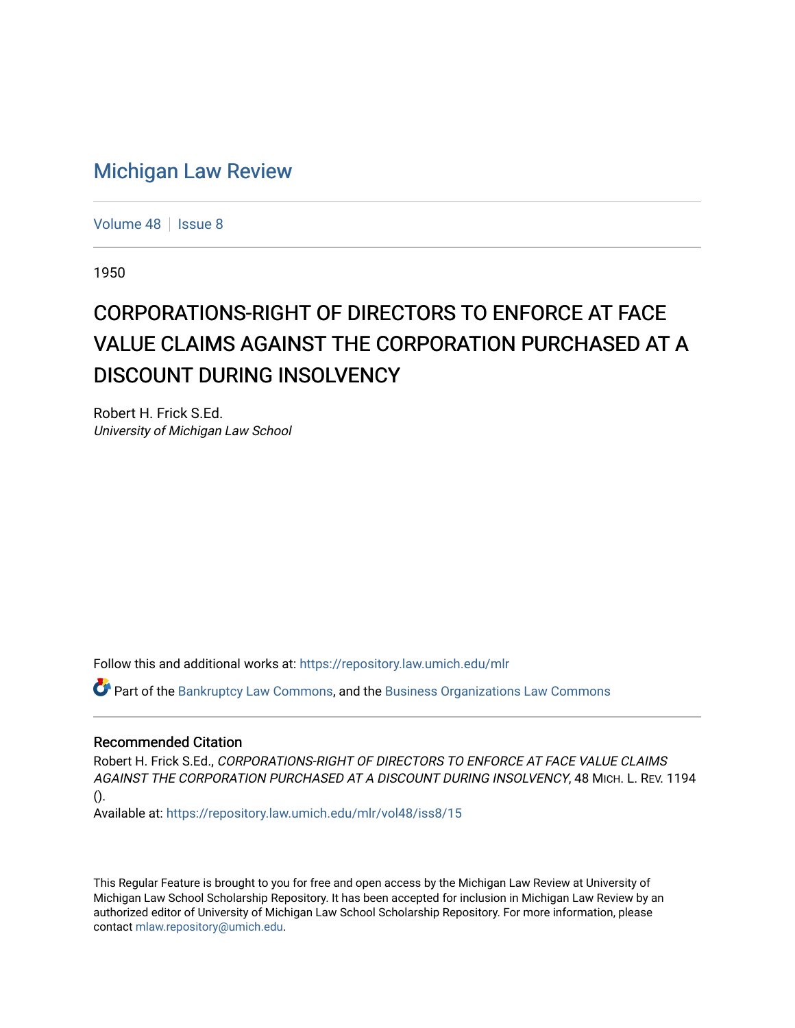# Michigan Law Review

Volume 48 | Issue 8

1950

## CORPORATIONS-RIGHT OF DIRECTORS TO ENFORCE AT FACE VALUE CLAIMS AGAINST THE CORPORATION PURCHASED AT A DISCOUNT DURING INSOLVENCY

Robert H. Frick S.Ed.
*University of Michigan Law School*

Follow this and additional works at: https://repository.law.umich.edu/mlr

Part of the Bankruptcy Law Commons, and the Business Organizations Law Commons

### Recommended Citation

Robert H. Frick S.Ed., *CORPORATIONS-RIGHT OF DIRECTORS TO ENFORCE AT FACE VALUE CLAIMS AGAINST THE CORPORATION PURCHASED AT A DISCOUNT DURING INSOLVENCY*, 48 MICH. L. REV. 1194 ().
Available at: https://repository.law.umich.edu/mlr/vol48/iss8/15

This Regular Feature is brought to you for free and open access by the Michigan Law Review at University of Michigan Law School Scholarship Repository. It has been accepted for inclusion in Michigan Law Review by an authorized editor of University of Michigan Law School Scholarship Repository. For more information, please contact mlaw.repository@umich.edu.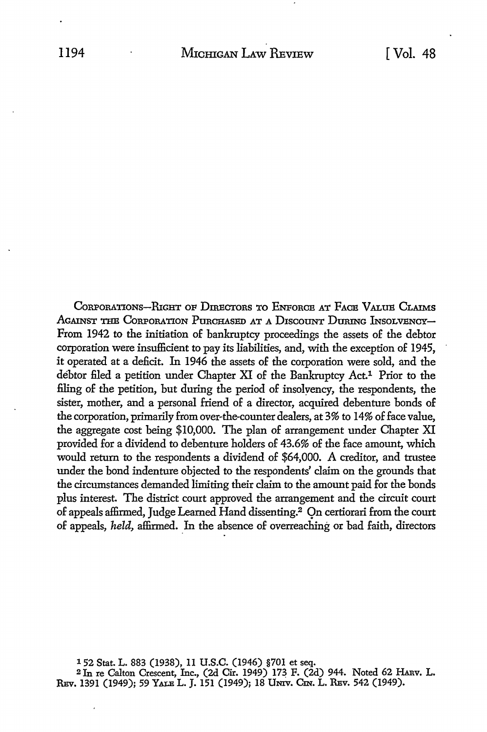CORPORATIONS—RIGHT OF DIRECTORS TO ENFORCE AT FACE VALUE CLAIMS AGAINST THE CORPORATION PURCHASED AT A DISCOUNT DURING INSOLVENCY— From 1942 to the initiation of bankruptcy proceedings the assets of the debtor corporation were insufficient to pay its liabilities, and, with the exception of 1945, it operated at a deficit. In 1946 the assets of the corporation were sold, and the debtor filed a petition under Chapter XI of the Bankruptcy Act.[1] Prior to the filing of the petition, but during the period of insolvency, the respondents, the sister, mother, and a personal friend of a director, acquired debenture bonds of the corporation, primarily from over-the-counter dealers, at 3% to 14% of face value, the aggregate cost being $10,000. The plan of arrangement under Chapter XI provided for a dividend to debenture holders of 43.6% of the face amount, which would return to the respondents a dividend of $64,000. A creditor, and trustee under the bond indenture objected to the respondents' claim on the grounds that the circumstances demanded limiting their claim to the amount paid for the bonds plus interest. The district court approved the arrangement and the circuit court of appeals affirmed, Judge Learned Hand dissenting.[2] On certiorari from the court of appeals, *held,* affirmed. In the absence of overreaching or bad faith, directors

[1] 52 Stat. L. 883 (1938), 11 U.S.C. (1946) §701 et seq.

[2] In re Calton Crescent, Inc., (2d Cir. 1949) 173 F. (2d) 944. Noted 62 HARV. L. REV. 1391 (1949); 59 YALE L. J. 151 (1949); 18 UNIV. CIN. L. REV. 542 (1949).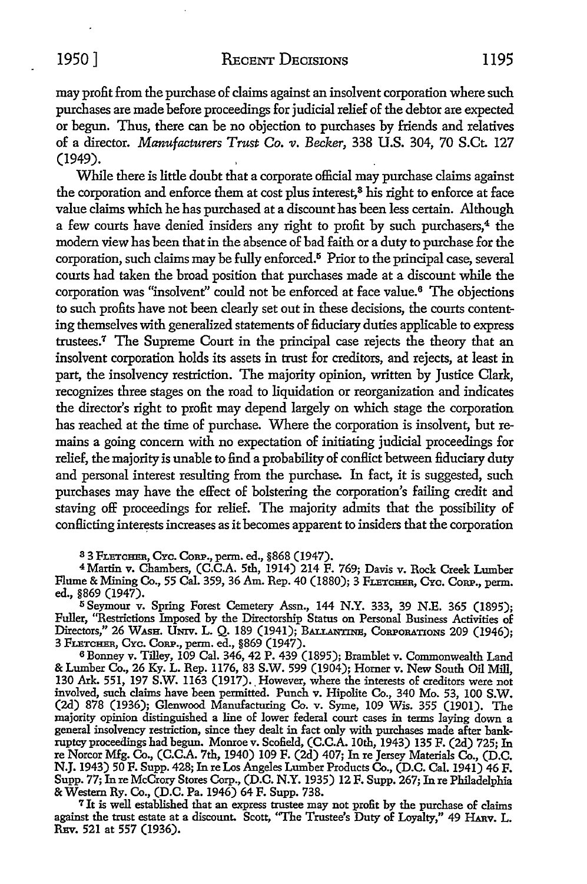may profit from the purchase of claims against an insolvent corporation where such purchases are made before proceedings for judicial relief of the debtor are expected or begun. Thus, there can be no objection to purchases by friends and relatives of a director. *Manufacturers Trust Co. v. Becker*, 338 U.S. 304, 70 S.Ct. 127 (1949).

While there is little doubt that a corporate official may purchase claims against the corporation and enforce them at cost plus interest,[3] his right to enforce at face value claims which he has purchased at a discount has been less certain. Although a few courts have denied insiders any right to profit by such purchasers,[4] the modern view has been that in the absence of bad faith or a duty to purchase for the corporation, such claims may be fully enforced.[5] Prior to the principal case, several courts had taken the broad position that purchases made at a discount while the corporation was "insolvent" could not be enforced at face value.[6] The objections to such profits have not been clearly set out in these decisions, the courts contenting themselves with generalized statements of fiduciary duties applicable to express trustees.[7] The Supreme Court in the principal case rejects the theory that an insolvent corporation holds its assets in trust for creditors, and rejects, at least in part, the insolvency restriction. The majority opinion, written by Justice Clark, recognizes three stages on the road to liquidation or reorganization and indicates the director's right to profit may depend largely on which stage the corporation has reached at the time of purchase. Where the corporation is insolvent, but remains a going concern with no expectation of initiating judicial proceedings for relief, the majority is unable to find a probability of conflict between fiduciary duty and personal interest resulting from the purchase. In fact, it is suggested, such purchases may have the effect of bolstering the corporation's failing credit and staving off proceedings for relief. The majority admits that the possibility of conflicting interests increases as it becomes apparent to insiders that the corporation

---

[3] 3 FLETCHER, CYC. CORP., perm. ed., §868 (1947).

[4] Martin v. Chambers, (C.C.A. 5th, 1914) 214 F. 769; Davis v. Rock Creek Lumber Flume & Mining Co., 55 Cal. 359, 36 Am. Rep. 40 (1880); 3 FLETCHER, CYC. CORP., perm. ed., §869 (1947).

[5] Seymour v. Spring Forest Cemetery Assn., 144 N.Y. 333, 39 N.E. 365 (1895); Fuller, "Restrictions Imposed by the Directorship Status on Personal Business Activities of Directors," 26 WASH. UNIV. L. Q. 189 (1941); BALLANTINE, CORPORATIONS 209 (1946); 3 FLETCHER, CYC. CORP., perm. ed., §869 (1947).

[6] Bonney v. Tilley, 109 Cal. 346, 42 P. 439 (1895); Bramblet v. Commonwealth Land & Lumber Co., 26 Ky. L. Rep. 1176, 83 S.W. 599 (1904); Horner v. New South Oil Mill, 130 Ark. 551, 197 S.W. 1163 (1917). However, where the interests of creditors were not involved, such claims have been permitted. Punch v. Hipolite Co., 340 Mo. 53, 100 S.W. (2d) 878 (1936); Glenwood Manufacturing Co. v. Syme, 109 Wis. 355 (1901). The majority opinion distinguished a line of lower federal court cases in terms laying down a general insolvency restriction, since they dealt in fact only with purchases made after bankruptcy proceedings had begun. Monroe v. Scofield, (C.C.A. 10th, 1943) 135 F. (2d) 725; In re Norcor Mfg. Co., (C.C.A. 7th, 1940) 109 F. (2d) 407; In re Jersey Materials Co., (D.C. N.J. 1943) 50 F. Supp. 428; In re Los Angeles Lumber Products Co., (D.C. Cal. 1941) 46 F. Supp. 77; In re McCrory Stores Corp., (D.C. N.Y. 1935) 12 F. Supp. 267; In re Philadelphia & Western Ry. Co., (D.C. Pa. 1946) 64 F. Supp. 738.

[7] It is well established that an express trustee may not profit by the purchase of claims against the trust estate at a discount. Scott, "The Trustee's Duty of Loyalty," 49 HARV. L. REV. 521 at 557 (1936).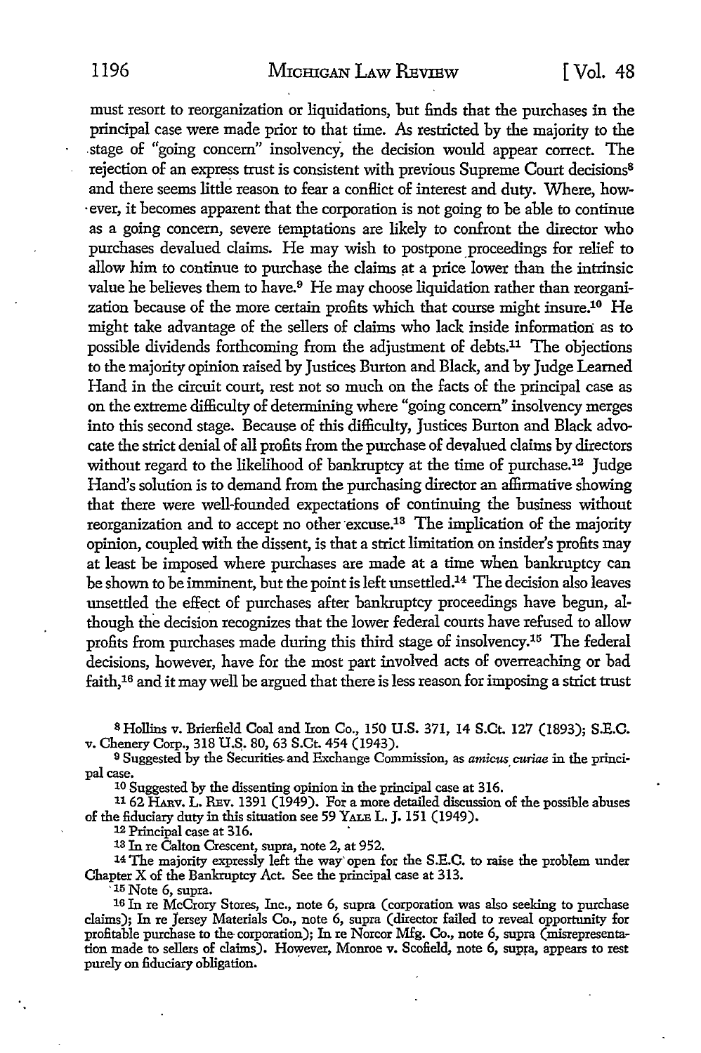must resort to reorganization or liquidations, but finds that the purchases in the principal case were made prior to that time. As restricted by the majority to the stage of "going concern" insolvency, the decision would appear correct. The rejection of an express trust is consistent with previous Supreme Court decisions[8] and there seems little reason to fear a conflict of interest and duty. Where, however, it becomes apparent that the corporation is not going to be able to continue as a going concern, severe temptations are likely to confront the director who purchases devalued claims. He may wish to postpone proceedings for relief to allow him to continue to purchase the claims at a price lower than the intrinsic value he believes them to have.[9] He may choose liquidation rather than reorganization because of the more certain profits which that course might insure.[10] He might take advantage of the sellers of claims who lack inside information as to possible dividends forthcoming from the adjustment of debts.[11] The objections to the majority opinion raised by Justices Burton and Black, and by Judge Learned Hand in the circuit court, rest not so much on the facts of the principal case as on the extreme difficulty of determining where "going concern" insolvency merges into this second stage. Because of this difficulty, Justices Burton and Black advocate the strict denial of all profits from the purchase of devalued claims by directors without regard to the likelihood of bankruptcy at the time of purchase.[12] Judge Hand's solution is to demand from the purchasing director an affirmative showing that there were well-founded expectations of continuing the business without reorganization and to accept no other excuse.[13] The implication of the majority opinion, coupled with the dissent, is that a strict limitation on insider's profits may at least be imposed where purchases are made at a time when bankruptcy can be shown to be imminent, but the point is left unsettled.[14] The decision also leaves unsettled the effect of purchases after bankruptcy proceedings have begun, although the decision recognizes that the lower federal courts have refused to allow profits from purchases made during this third stage of insolvency.[15] The federal decisions, however, have for the most part involved acts of overreaching or bad faith,[16] and it may well be argued that there is less reason for imposing a strict trust

---

[8] Hollins v. Brierfield Coal and Iron Co., 150 U.S. 371, 14 S.Ct. 127 (1893); S.E.C. v. Chenery Corp., 318 U.S. 80, 63 S.Ct. 454 (1943).

[9] Suggested by the Securities and Exchange Commission, as *amicus curiae* in the principal case.

[10] Suggested by the dissenting opinion in the principal case at 316.

[11] 62 Harv. L. Rev. 1391 (1949). For a more detailed discussion of the possible abuses of the fiduciary duty in this situation see 59 Yale L. J. 151 (1949).

[12] Principal case at 316.

[13] In re Calton Crescent, supra, note 2, at 952.

[14] The majority expressly left the way open for the S.E.C. to raise the problem under Chapter X of the Bankruptcy Act. See the principal case at 313.

[15] Note 6, supra.

[16] In re McCrory Stores, Inc., note 6, supra (corporation was also seeking to purchase claims); In re Jersey Materials Co., note 6, supra (director failed to reveal opportunity for profitable purchase to the corporation); In re Norcor Mfg. Co., note 6, supra (misrepresentation made to sellers of claims). However, Monroe v. Scofield, note 6, supra, appears to rest purely on fiduciary obligation.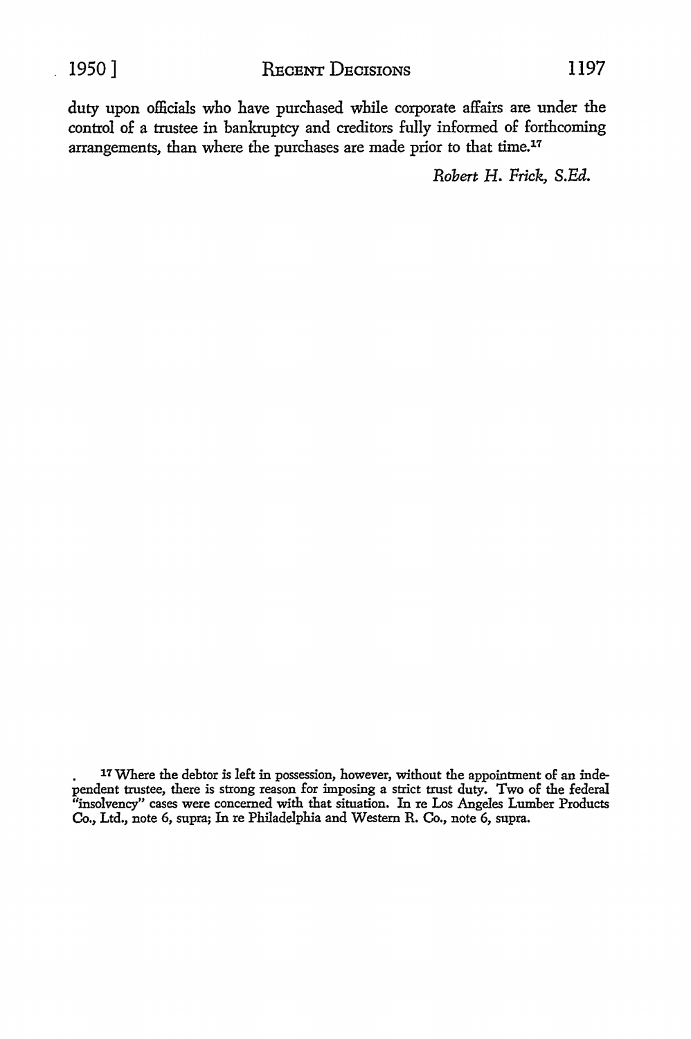duty upon officials who have purchased while corporate affairs are under the control of a trustee in bankruptcy and creditors fully informed of forthcoming arrangements, than where the purchases are made prior to that time.[17]

*Robert H. Frick, S.Ed.*

---

[17] Where the debtor is left in possession, however, without the appointment of an independent trustee, there is strong reason for imposing a strict trust duty. Two of the federal "insolvency" cases were concerned with that situation. In re Los Angeles Lumber Products Co., Ltd., note 6, supra; In re Philadelphia and Western R. Co., note 6, supra.